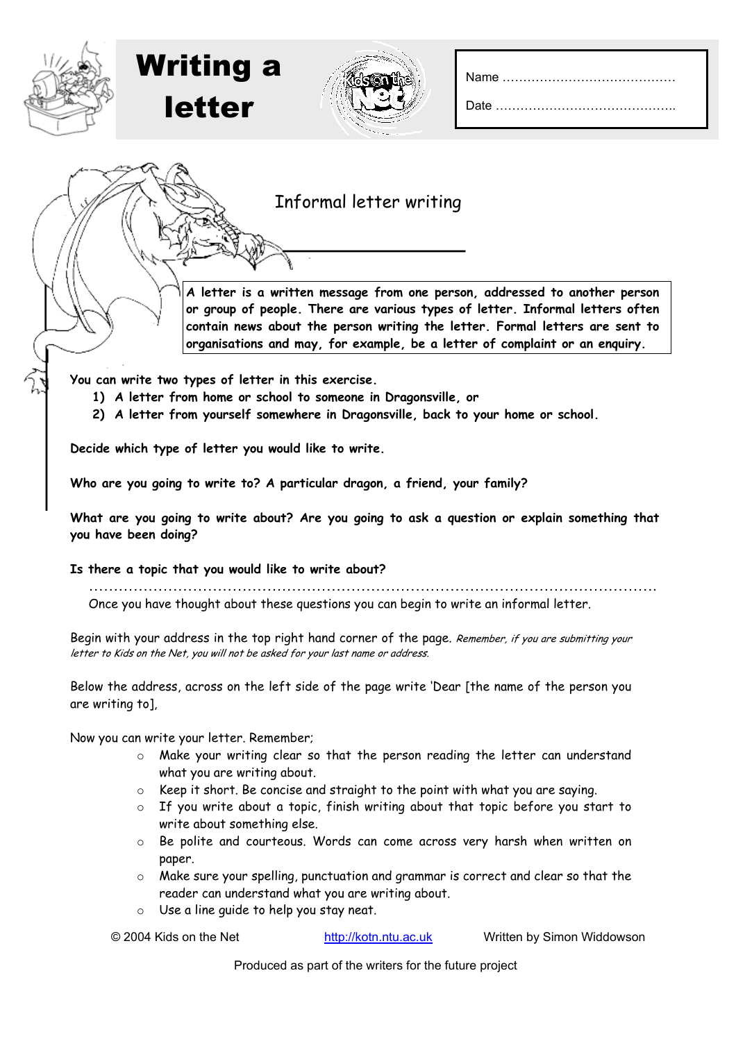# Writing a letter

Name ……………………………………

Date ……………………………………..

## Informal letter writing

**A letter is a written message from one person, addressed to another person or group of people. There are various types of letter. Informal letters often contain news about the person writing the letter. Formal letters are sent to organisations and may, for example, be a letter of complaint or an enquiry.**

**You can write two types of letter in this exercise.**

1) **A letter from home or school to someone in Dragonsville, or**
2) **A letter from yourself somewhere in Dragonsville, back to your home or school.**

**Decide which type of letter you would like to write.**

**Who are you going to write to? A particular dragon, a friend, your family?**

**What are you going to write about? Are you going to ask a question or explain something that you have been doing?**

**Is there a topic that you would like to write about?**

…………………………………………………………………………………………………

Once you have thought about these questions you can begin to write an informal letter.

Begin with your address in the top right hand corner of the page. *Remember, if you are submitting your letter to Kids on the Net, you will not be asked for your last name or address.*

Below the address, across on the left side of the page write 'Dear [the name of the person you are writing to],

Now you can write your letter. Remember;

- Make your writing clear so that the person reading the letter can understand what you are writing about.
- Keep it short. Be concise and straight to the point with what you are saying.
- If you write about a topic, finish writing about that topic before you start to write about something else.
- Be polite and courteous. Words can come across very harsh when written on paper.
- Make sure your spelling, punctuation and grammar is correct and clear so that the reader can understand what you are writing about.
- Use a line guide to help you stay neat.

© 2004 Kids on the Net http://kotn.ntu.ac.uk Written by Simon Widdowson

Produced as part of the writers for the future project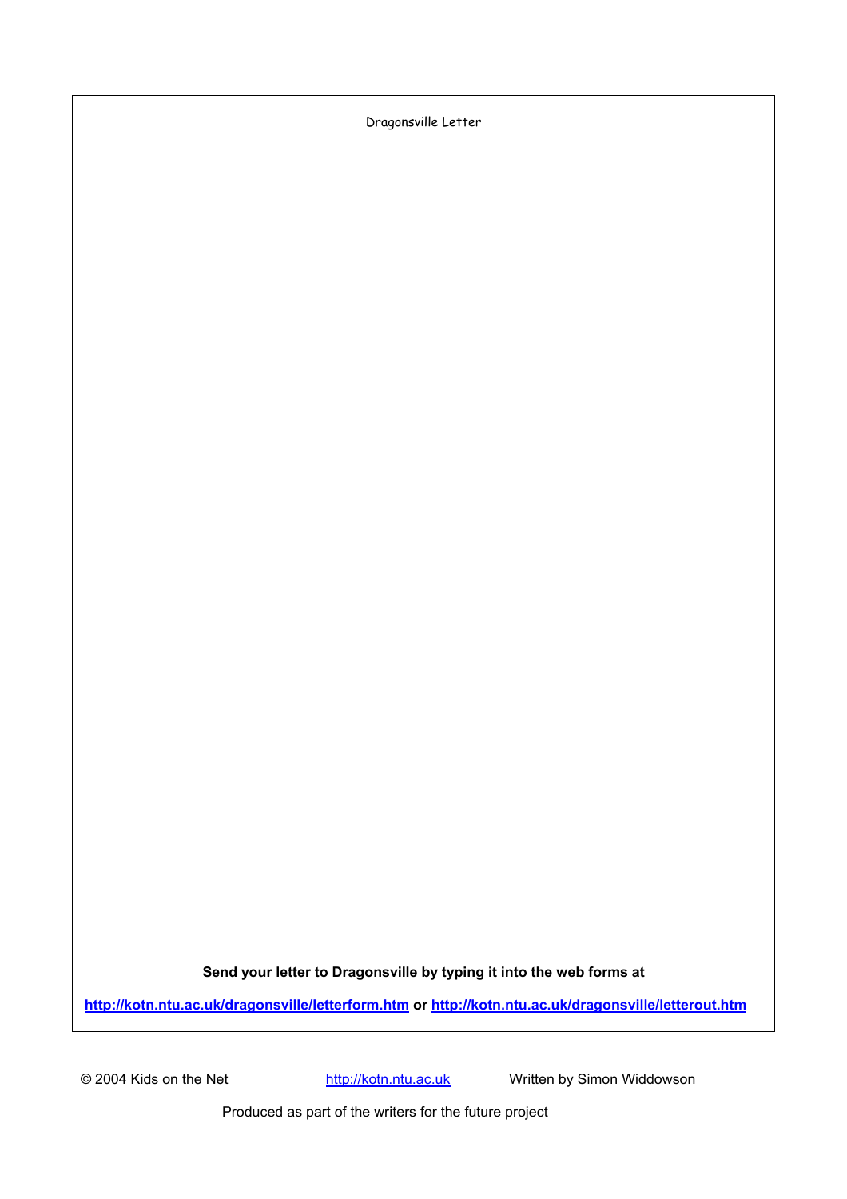Dragonsville Letter

**Send your letter to Dragonsville by typing it into the web forms at**

**http://kotn.ntu.ac.uk/dragonsville/letterform.htm or http://kotn.ntu.ac.uk/dragonsville/letterout.htm**

© 2004 Kids on the Net http://kotn.ntu.ac.uk Written by Simon Widdowson

Produced as part of the writers for the future project